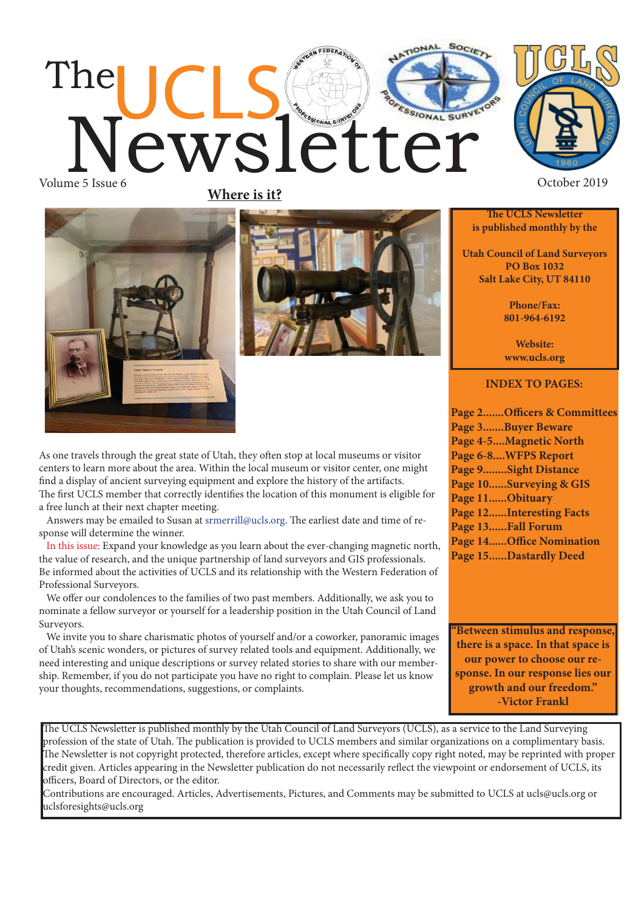# The UCLS Newsletter

Volume 5 Issue 6

October 2019

## Where is it?

As one travels through the great state of Utah, they often stop at local museums or visitor centers to learn more about the area. Within the local museum or visitor center, one might find a display of ancient surveying equipment and explore the history of the artifacts. The first UCLS member that correctly identifies the location of this monument is eligible for a free lunch at their next chapter meeting.

Answers may be emailed to Susan at srmerrill@ucls.org. The earliest date and time of response will determine the winner.

In this issue: Expand your knowledge as you learn about the ever-changing magnetic north, the value of research, and the unique partnership of land surveyors and GIS professionals. Be informed about the activities of UCLS and its relationship with the Western Federation of Professional Surveyors.

We offer our condolences to the families of two past members. Additionally, we ask you to nominate a fellow surveyor or yourself for a leadership position in the Utah Council of Land Surveyors.

We invite you to share charismatic photos of yourself and/or a coworker, panoramic images of Utah's scenic wonders, or pictures of survey related tools and equipment. Additionally, we need interesting and unique descriptions or survey related stories to share with our membership. Remember, if you do not participate you have no right to complain. Please let us know your thoughts, recommendations, suggestions, or complaints.

**The UCLS Newsletter is published monthly by the**

**Utah Council of Land Surveyors**
**PO Box 1032**
**Salt Lake City, UT 84110**

**Phone/Fax:**
**801-964-6192**

**Website:**
**www.ucls.org**

**INDEX TO PAGES:**

- **Page 2.......Officers & Committees**
- **Page 3.......Buyer Beware**
- **Page 4-5....Magnetic North**
- **Page 6-8....WFPS Report**
- **Page 9........Sight Distance**
- **Page 10......Surveying & GIS**
- **Page 11......Obituary**
- **Page 12......Interesting Facts**
- **Page 13......Fall Forum**
- **Page 14......Office Nomination**
- **Page 15......Dastardly Deed**

**"Between stimulus and response, there is a space. In that space is our power to choose our response. In our response lies our growth and our freedom."**
**-Victor Frankl**

The UCLS Newsletter is published monthly by the Utah Council of Land Surveyors (UCLS), as a service to the Land Surveying profession of the state of Utah. The publication is provided to UCLS members and similar organizations on a complimentary basis. The Newsletter is not copyright protected, therefore articles, except where specifically copy right noted, may be reprinted with proper credit given. Articles appearing in the Newsletter publication do not necessarily reflect the viewpoint or endorsement of UCLS, its officers, Board of Directors, or the editor.

Contributions are encouraged. Articles, Advertisements, Pictures, and Comments may be submitted to UCLS at ucls@ucls.org or uclsforesights@ucls.org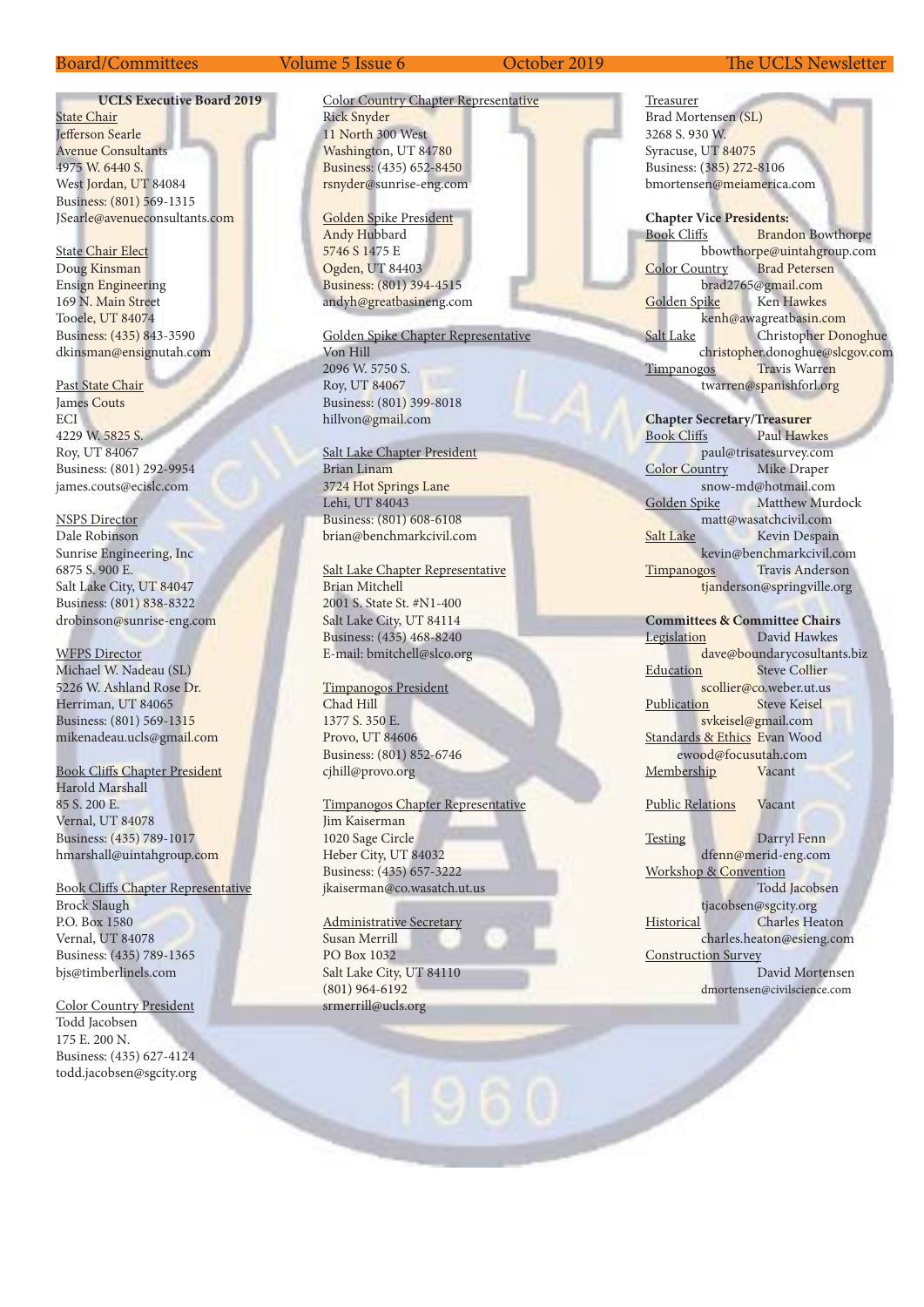**UCLS Executive Board 2019**

State Chair
Jefferson Searle
Avenue Consultants
4975 W. 6440 S.
West Jordan, UT 84084
Business: (801) 569-1315
JSearle@avenueconsultants.com

State Chair Elect
Doug Kinsman
Ensign Engineering
169 N. Main Street
Tooele, UT 84074
Business: (435) 843-3590
dkinsman@ensignutah.com

Past State Chair
James Couts
ECI
4229 W. 5825 S.
Roy, UT 84067
Business: (801) 292-9954
james.couts@ecislc.com

NSPS Director
Dale Robinson
Sunrise Engineering, Inc
6875 S. 900 E.
Salt Lake City, UT 84047
Business: (801) 838-8322
drobinson@sunrise-eng.com

WFPS Director
Michael W. Nadeau (SL)
5226 W. Ashland Rose Dr.
Herriman, UT 84065
Business: (801) 569-1315
mikenadeau.ucls@gmail.com

Book Cliffs Chapter President
Harold Marshall
85 S. 200 E.
Vernal, UT 84078
Business: (435) 789-1017
hmarshall@uintahgroup.com

Book Cliffs Chapter Representative
Brock Slaugh
P.O. Box 1580
Vernal, UT 84078
Business: (435) 789-1365
bjs@timberlinels.com

Color Country President
Todd Jacobsen
175 E. 200 N.
Business: (435) 627-4124
todd.jacobsen@sgcity.org

Color Country Chapter Representative
Rick Snyder
11 North 300 West
Washington, UT 84780
Business: (435) 652-8450
rsnyder@sunrise-eng.com

Golden Spike President
Andy Hubbard
5746 S 1475 E
Ogden, UT 84403
Business: (801) 394-4515
andyh@greatbasineng.com

Golden Spike Chapter Representative
Von Hill
2096 W. 5750 S.
Roy, UT 84067
Business: (801) 399-8018
hillvon@gmail.com

Salt Lake Chapter President
Brian Linam
3724 Hot Springs Lane
Lehi, UT 84043
Business: (801) 608-6108
brian@benchmarkcivil.com

Salt Lake Chapter Representative
Brian Mitchell
2001 S. State St. #N1-400
Salt Lake City, UT 84114
Business: (435) 468-8240
E-mail: bmitchell@slco.org

Timpanogos President
Chad Hill
1377 S. 350 E.
Provo, UT 84606
Business: (801) 852-6746
cjhill@provo.org

Timpanogos Chapter Representative
Jim Kaiserman
1020 Sage Circle
Heber City, UT 84032
Business: (435) 657-3222
jkaiserman@co.wasatch.ut.us

Administrative Secretary
Susan Merrill
PO Box 1032
Salt Lake City, UT 84110
(801) 964-6192
srmerrill@ucls.org

Treasurer
Brad Mortensen (SL)
3268 S. 930 W.
Syracuse, UT 84075
Business: (385) 272-8106
bmortensen@meiamerica.com

**Chapter Vice Presidents:**

Book Cliffs — Brandon Bowthorpe
bbowthorpe@uintahgroup.com
Color Country — Brad Petersen
brad2765@gmail.com
Golden Spike — Ken Hawkes
kenh@awagreatbasin.com
Salt Lake — Christopher Donoghue
christopher.donoghue@slcgov.com
Timpanogos — Travis Warren
twarren@spanishforl.org

**Chapter Secretary/Treasurer**

Book Cliffs — Paul Hawkes
paul@trisatesurvey.com
Color Country — Mike Draper
snow-md@hotmail.com
Golden Spike — Matthew Murdock
matt@wasatchcivil.com
Salt Lake — Kevin Despain
kevin@benchmarkcivil.com
Timpanogos — Travis Anderson
tjanderson@springville.org

**Committees & Committee Chairs**

Legislation — David Hawkes
dave@boundarycosultants.biz
Education — Steve Collier
scollier@co.weber.ut.us
Publication — Steve Keisel
svkeisel@gmail.com
Standards & Ethics — Evan Wood
ewood@focusutah.com
Membership — Vacant

Public Relations — Vacant

Testing — Darryl Fenn
dfenn@merid-eng.com
Workshop & Convention — Todd Jacobsen
tjacobsen@sgcity.org
Historical — Charles Heaton
charles.heaton@esieng.com
Construction Survey — David Mortensen
dmortensen@civilscience.com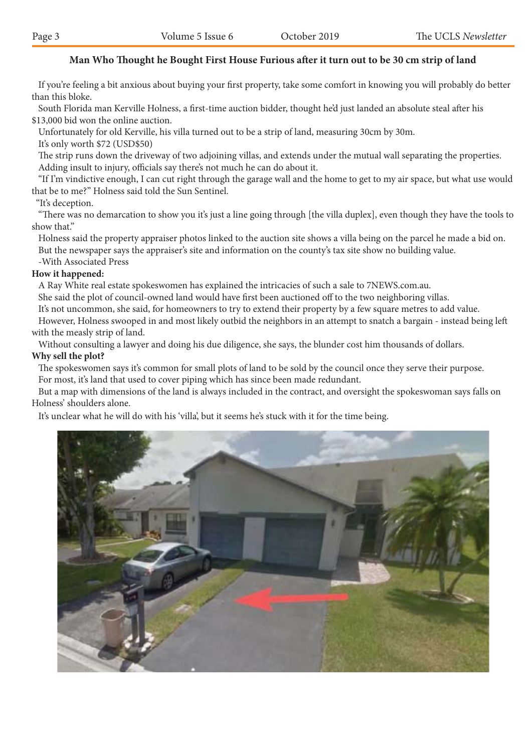**Man Who Thought he Bought First House Furious after it turn out to be 30 cm strip of land**

If you're feeling a bit anxious about buying your first property, take some comfort in knowing you will probably do better than this bloke.

South Florida man Kerville Holness, a first-time auction bidder, thought he'd just landed an absolute steal after his \$13,000 bid won the online auction.

Unfortunately for old Kerville, his villa turned out to be a strip of land, measuring 30cm by 30m.

It's only worth \$72 (USD\$50)

The strip runs down the driveway of two adjoining villas, and extends under the mutual wall separating the properties.

Adding insult to injury, officials say there's not much he can do about it.

"If I'm vindictive enough, I can cut right through the garage wall and the home to get to my air space, but what use would that be to me?" Holness said told the Sun Sentinel.

"It's deception.

"There was no demarcation to show you it's just a line going through [the villa duplex], even though they have the tools to show that."

Holness said the property appraiser photos linked to the auction site shows a villa being on the parcel he made a bid on.

But the newspaper says the appraiser's site and information on the county's tax site show no building value.

-With Associated Press

**How it happened:**

A Ray White real estate spokeswomen has explained the intricacies of such a sale to 7NEWS.com.au.

She said the plot of council-owned land would have first been auctioned off to the two neighboring villas.

It's not uncommon, she said, for homeowners to try to extend their property by a few square metres to add value.

However, Holness swooped in and most likely outbid the neighbors in an attempt to snatch a bargain - instead being left with the measly strip of land.

Without consulting a lawyer and doing his due diligence, she says, the blunder cost him thousands of dollars.

**Why sell the plot?**

The spokeswomen says it's common for small plots of land to be sold by the council once they serve their purpose.

For most, it's land that used to cover piping which has since been made redundant.

But a map with dimensions of the land is always included in the contract, and oversight the spokeswoman says falls on Holness' shoulders alone.

It's unclear what he will do with his 'villa', but it seems he's stuck with it for the time being.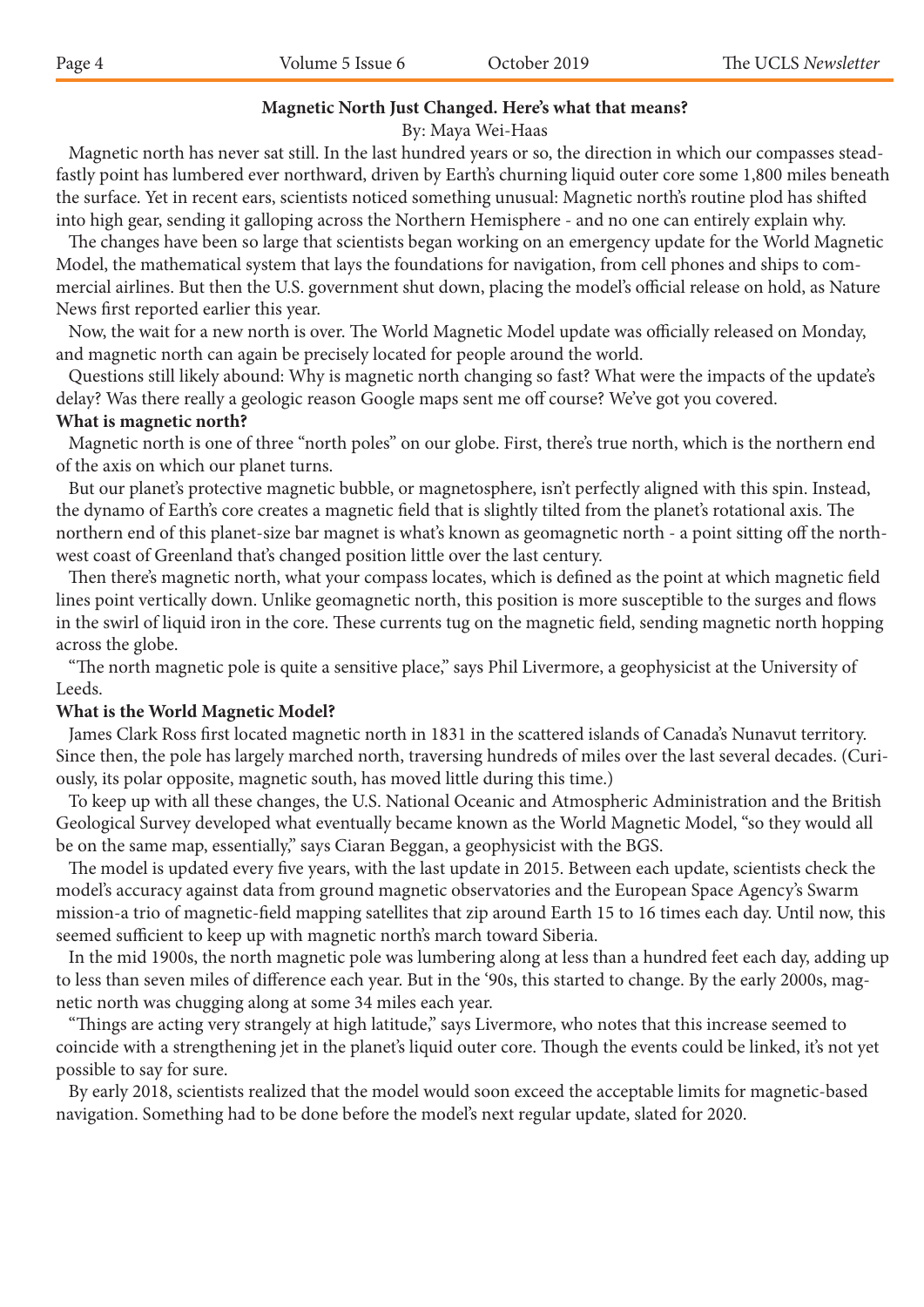**Magnetic North Just Changed. Here's what that means?**

By: Maya Wei-Haas

Magnetic north has never sat still. In the last hundred years or so, the direction in which our compasses steadfastly point has lumbered ever northward, driven by Earth's churning liquid outer core some 1,800 miles beneath the surface. Yet in recent ears, scientists noticed something unusual: Magnetic north's routine plod has shifted into high gear, sending it galloping across the Northern Hemisphere - and no one can entirely explain why.

The changes have been so large that scientists began working on an emergency update for the World Magnetic Model, the mathematical system that lays the foundations for navigation, from cell phones and ships to commercial airlines. But then the U.S. government shut down, placing the model's official release on hold, as Nature News first reported earlier this year.

Now, the wait for a new north is over. The World Magnetic Model update was officially released on Monday, and magnetic north can again be precisely located for people around the world.

Questions still likely abound: Why is magnetic north changing so fast? What were the impacts of the update's delay? Was there really a geologic reason Google maps sent me off course? We've got you covered.

**What is magnetic north?**

Magnetic north is one of three "north poles" on our globe. First, there's true north, which is the northern end of the axis on which our planet turns.

But our planet's protective magnetic bubble, or magnetosphere, isn't perfectly aligned with this spin. Instead, the dynamo of Earth's core creates a magnetic field that is slightly tilted from the planet's rotational axis. The northern end of this planet-size bar magnet is what's known as geomagnetic north - a point sitting off the northwest coast of Greenland that's changed position little over the last century.

Then there's magnetic north, what your compass locates, which is defined as the point at which magnetic field lines point vertically down. Unlike geomagnetic north, this position is more susceptible to the surges and flows in the swirl of liquid iron in the core. These currents tug on the magnetic field, sending magnetic north hopping across the globe.

"The north magnetic pole is quite a sensitive place," says Phil Livermore, a geophysicist at the University of Leeds.

**What is the World Magnetic Model?**

James Clark Ross first located magnetic north in 1831 in the scattered islands of Canada's Nunavut territory. Since then, the pole has largely marched north, traversing hundreds of miles over the last several decades. (Curiously, its polar opposite, magnetic south, has moved little during this time.)

To keep up with all these changes, the U.S. National Oceanic and Atmospheric Administration and the British Geological Survey developed what eventually became known as the World Magnetic Model, "so they would all be on the same map, essentially," says Ciaran Beggan, a geophysicist with the BGS.

The model is updated every five years, with the last update in 2015. Between each update, scientists check the model's accuracy against data from ground magnetic observatories and the European Space Agency's Swarm mission-a trio of magnetic-field mapping satellites that zip around Earth 15 to 16 times each day. Until now, this seemed sufficient to keep up with magnetic north's march toward Siberia.

In the mid 1900s, the north magnetic pole was lumbering along at less than a hundred feet each day, adding up to less than seven miles of difference each year. But in the '90s, this started to change. By the early 2000s, magnetic north was chugging along at some 34 miles each year.

"Things are acting very strangely at high latitude," says Livermore, who notes that this increase seemed to coincide with a strengthening jet in the planet's liquid outer core. Though the events could be linked, it's not yet possible to say for sure.

By early 2018, scientists realized that the model would soon exceed the acceptable limits for magnetic-based navigation. Something had to be done before the model's next regular update, slated for 2020.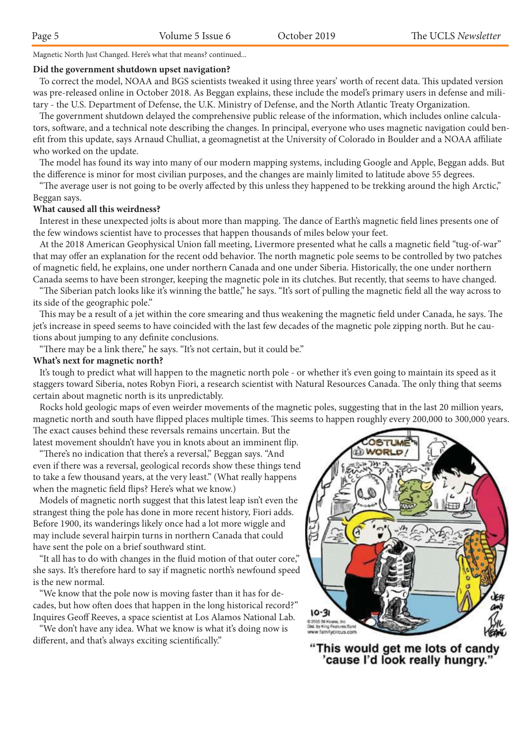Magnetic North Just Changed. Here's what that means? continued...

**Did the government shutdown upset navigation?**

To correct the model, NOAA and BGS scientists tweaked it using three years' worth of recent data. This updated version was pre-released online in October 2018. As Beggan explains, these include the model's primary users in defense and military - the U.S. Department of Defense, the U.K. Ministry of Defense, and the North Atlantic Treaty Organization.

The government shutdown delayed the comprehensive public release of the information, which includes online calculators, software, and a technical note describing the changes. In principal, everyone who uses magnetic navigation could benefit from this update, says Arnaud Chulliat, a geomagnetist at the University of Colorado in Boulder and a NOAA affiliate who worked on the update.

The model has found its way into many of our modern mapping systems, including Google and Apple, Beggan adds. But the difference is minor for most civilian purposes, and the changes are mainly limited to latitude above 55 degrees.

"The average user is not going to be overly affected by this unless they happened to be trekking around the high Arctic," Beggan says.

**What caused all this weirdness?**

Interest in these unexpected jolts is about more than mapping. The dance of Earth's magnetic field lines presents one of the few windows scientist have to processes that happen thousands of miles below your feet.

At the 2018 American Geophysical Union fall meeting, Livermore presented what he calls a magnetic field "tug-of-war" that may offer an explanation for the recent odd behavior. The north magnetic pole seems to be controlled by two patches of magnetic field, he explains, one under northern Canada and one under Siberia. Historically, the one under northern Canada seems to have been stronger, keeping the magnetic pole in its clutches. But recently, that seems to have changed.

"The Siberian patch looks like it's winning the battle," he says. "It's sort of pulling the magnetic field all the way across to its side of the geographic pole."

This may be a result of a jet within the core smearing and thus weakening the magnetic field under Canada, he says. The jet's increase in speed seems to have coincided with the last few decades of the magnetic pole zipping north. But he cautions about jumping to any definite conclusions.

"There may be a link there," he says. "It's not certain, but it could be."

**What's next for magnetic north?**

It's tough to predict what will happen to the magnetic north pole - or whether it's even going to maintain its speed as it staggers toward Siberia, notes Robyn Fiori, a research scientist with Natural Resources Canada. The only thing that seems certain about magnetic north is its unpredictably.

Rocks hold geologic maps of even weirder movements of the magnetic poles, suggesting that in the last 20 million years, magnetic north and south have flipped places multiple times. This seems to happen roughly every 200,000 to 300,000 years. The exact causes behind these reversals remains uncertain. But the latest movement shouldn't have you in knots about an imminent flip.

"There's no indication that there's a reversal," Beggan says. "And even if there was a reversal, geological records show these things tend to take a few thousand years, at the very least." (What really happens when the magnetic field flips? Here's what we know.)

Models of magnetic north suggest that this latest leap isn't even the strangest thing the pole has done in more recent history, Fiori adds. Before 1900, its wanderings likely once had a lot more wiggle and may include several hairpin turns in northern Canada that could have sent the pole on a brief southward stint.

"It all has to do with changes in the fluid motion of that outer core," she says. It's therefore hard to say if magnetic north's newfound speed is the new normal.

"We know that the pole now is moving faster than it has for decades, but how often does that happen in the long historical record?" Inquires Geoff Reeves, a space scientist at Los Alamos National Lab.

"We don't have any idea. What we know is what it's doing now is different, and that's always exciting scientifically."

"This would get me lots of candy 'cause I'd look really hungry."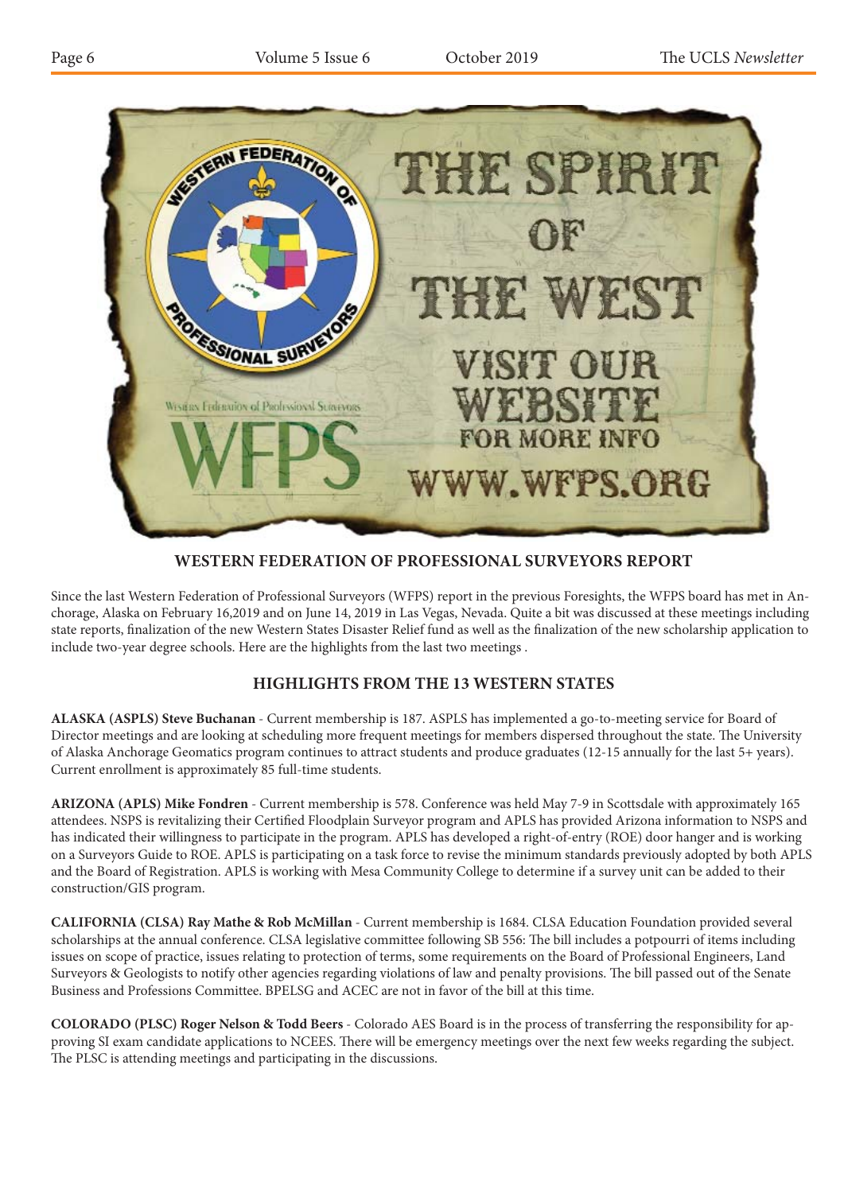THE SPIRIT OF THE WEST

VISIT OUR WEBSITE FOR MORE INFO

WWW.WFPS.ORG

## WESTERN FEDERATION OF PROFESSIONAL SURVEYORS REPORT

Since the last Western Federation of Professional Surveyors (WFPS) report in the previous Foresights, the WFPS board has met in Anchorage, Alaska on February 16,2019 and on June 14, 2019 in Las Vegas, Nevada. Quite a bit was discussed at these meetings including state reports, finalization of the new Western States Disaster Relief fund as well as the finalization of the new scholarship application to include two-year degree schools. Here are the highlights from the last two meetings .

### HIGHLIGHTS FROM THE 13 WESTERN STATES

**ALASKA (ASPLS) Steve Buchanan** - Current membership is 187. ASPLS has implemented a go-to-meeting service for Board of Director meetings and are looking at scheduling more frequent meetings for members dispersed throughout the state. The University of Alaska Anchorage Geomatics program continues to attract students and produce graduates (12-15 annually for the last 5+ years). Current enrollment is approximately 85 full-time students.

**ARIZONA (APLS) Mike Fondren** - Current membership is 578. Conference was held May 7-9 in Scottsdale with approximately 165 attendees. NSPS is revitalizing their Certified Floodplain Surveyor program and APLS has provided Arizona information to NSPS and has indicated their willingness to participate in the program. APLS has developed a right-of-entry (ROE) door hanger and is working on a Surveyors Guide to ROE. APLS is participating on a task force to revise the minimum standards previously adopted by both APLS and the Board of Registration. APLS is working with Mesa Community College to determine if a survey unit can be added to their construction/GIS program.

**CALIFORNIA (CLSA) Ray Mathe & Rob McMillan** - Current membership is 1684. CLSA Education Foundation provided several scholarships at the annual conference. CLSA legislative committee following SB 556: The bill includes a potpourri of items including issues on scope of practice, issues relating to protection of terms, some requirements on the Board of Professional Engineers, Land Surveyors & Geologists to notify other agencies regarding violations of law and penalty provisions. The bill passed out of the Senate Business and Professions Committee. BPELSG and ACEC are not in favor of the bill at this time.

**COLORADO (PLSC) Roger Nelson & Todd Beers** - Colorado AES Board is in the process of transferring the responsibility for approving SI exam candidate applications to NCEES. There will be emergency meetings over the next few weeks regarding the subject. The PLSC is attending meetings and participating in the discussions.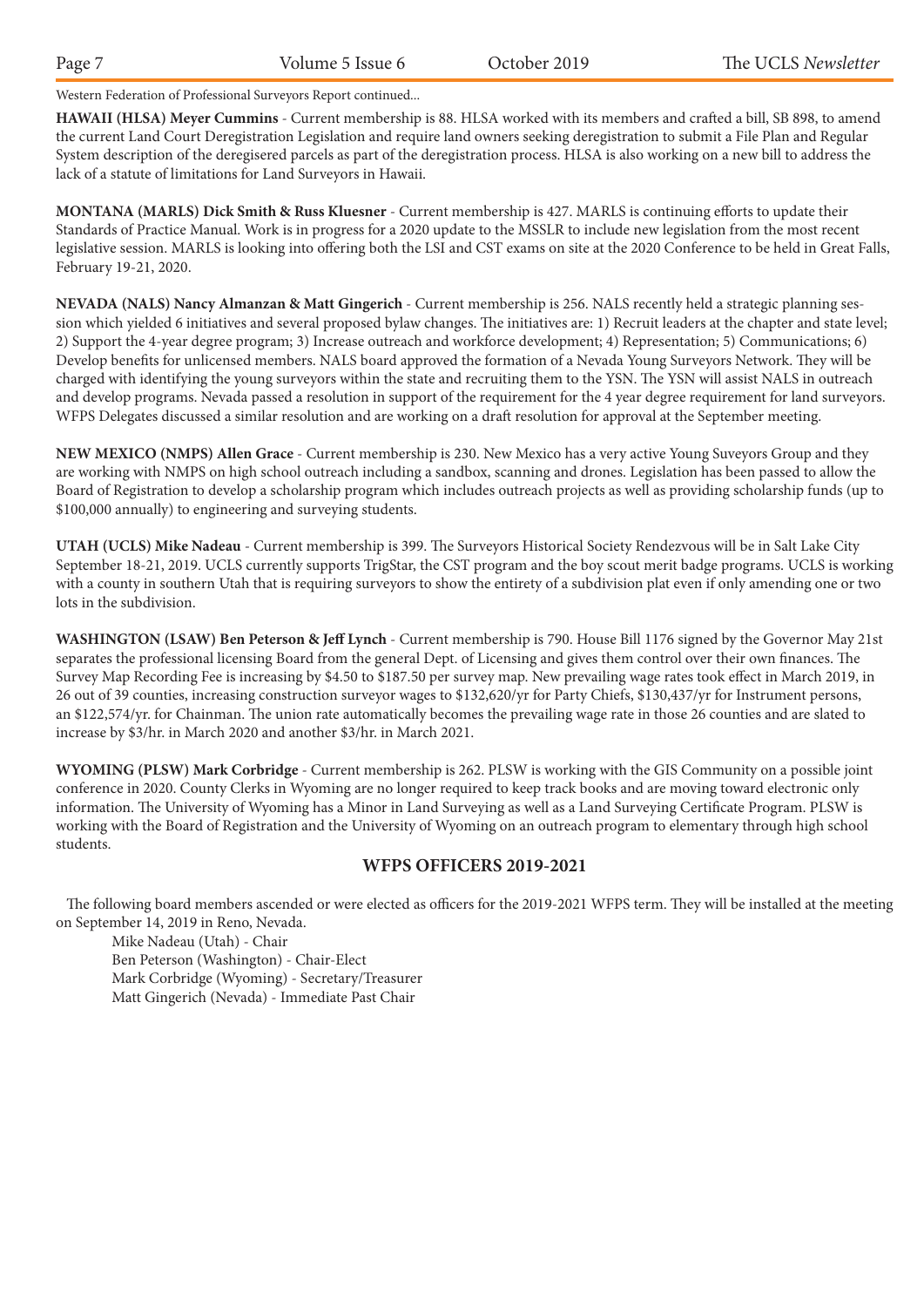Western Federation of Professional Surveyors Report continued...

**HAWAII (HLSA) Meyer Cummins** - Current membership is 88. HLSA worked with its members and crafted a bill, SB 898, to amend the current Land Court Deregistration Legislation and require land owners seeking deregistration to submit a File Plan and Regular System description of the deregisered parcels as part of the deregistration process. HLSA is also working on a new bill to address the lack of a statute of limitations for Land Surveyors in Hawaii.

**MONTANA (MARLS) Dick Smith & Russ Kluesner** - Current membership is 427. MARLS is continuing efforts to update their Standards of Practice Manual. Work is in progress for a 2020 update to the MSSLR to include new legislation from the most recent legislative session. MARLS is looking into offering both the LSI and CST exams on site at the 2020 Conference to be held in Great Falls, February 19-21, 2020.

**NEVADA (NALS) Nancy Almanzan & Matt Gingerich** - Current membership is 256. NALS recently held a strategic planning session which yielded 6 initiatives and several proposed bylaw changes. The initiatives are: 1) Recruit leaders at the chapter and state level; 2) Support the 4-year degree program; 3) Increase outreach and workforce development; 4) Representation; 5) Communications; 6) Develop benefits for unlicensed members. NALS board approved the formation of a Nevada Young Surveyors Network. They will be charged with identifying the young surveyors within the state and recruiting them to the YSN. The YSN will assist NALS in outreach and develop programs. Nevada passed a resolution in support of the requirement for the 4 year degree requirement for land surveyors. WFPS Delegates discussed a similar resolution and are working on a draft resolution for approval at the September meeting.

**NEW MEXICO (NMPS) Allen Grace** - Current membership is 230. New Mexico has a very active Young Suveyors Group and they are working with NMPS on high school outreach including a sandbox, scanning and drones. Legislation has been passed to allow the Board of Registration to develop a scholarship program which includes outreach projects as well as providing scholarship funds (up to $100,000 annually) to engineering and surveying students.

**UTAH (UCLS) Mike Nadeau** - Current membership is 399. The Surveyors Historical Society Rendezvous will be in Salt Lake City September 18-21, 2019. UCLS currently supports TrigStar, the CST program and the boy scout merit badge programs. UCLS is working with a county in southern Utah that is requiring surveyors to show the entirety of a subdivision plat even if only amending one or two lots in the subdivision.

**WASHINGTON (LSAW) Ben Peterson & Jeff Lynch** - Current membership is 790. House Bill 1176 signed by the Governor May 21st separates the professional licensing Board from the general Dept. of Licensing and gives them control over their own finances. The Survey Map Recording Fee is increasing by $4.50 to $187.50 per survey map. New prevailing wage rates took effect in March 2019, in 26 out of 39 counties, increasing construction surveyor wages to $132,620/yr for Party Chiefs, $130,437/yr for Instrument persons, an $122,574/yr. for Chainman. The union rate automatically becomes the prevailing wage rate in those 26 counties and are slated to increase by $3/hr. in March 2020 and another $3/hr. in March 2021.

**WYOMING (PLSW) Mark Corbridge** - Current membership is 262. PLSW is working with the GIS Community on a possible joint conference in 2020. County Clerks in Wyoming are no longer required to keep track books and are moving toward electronic only information. The University of Wyoming has a Minor in Land Surveying as well as a Land Surveying Certificate Program. PLSW is working with the Board of Registration and the University of Wyoming on an outreach program to elementary through high school students.

## WFPS OFFICERS 2019-2021

The following board members ascended or were elected as officers for the 2019-2021 WFPS term. They will be installed at the meeting on September 14, 2019 in Reno, Nevada.

Mike Nadeau (Utah) - Chair
Ben Peterson (Washington) - Chair-Elect
Mark Corbridge (Wyoming) - Secretary/Treasurer
Matt Gingerich (Nevada) - Immediate Past Chair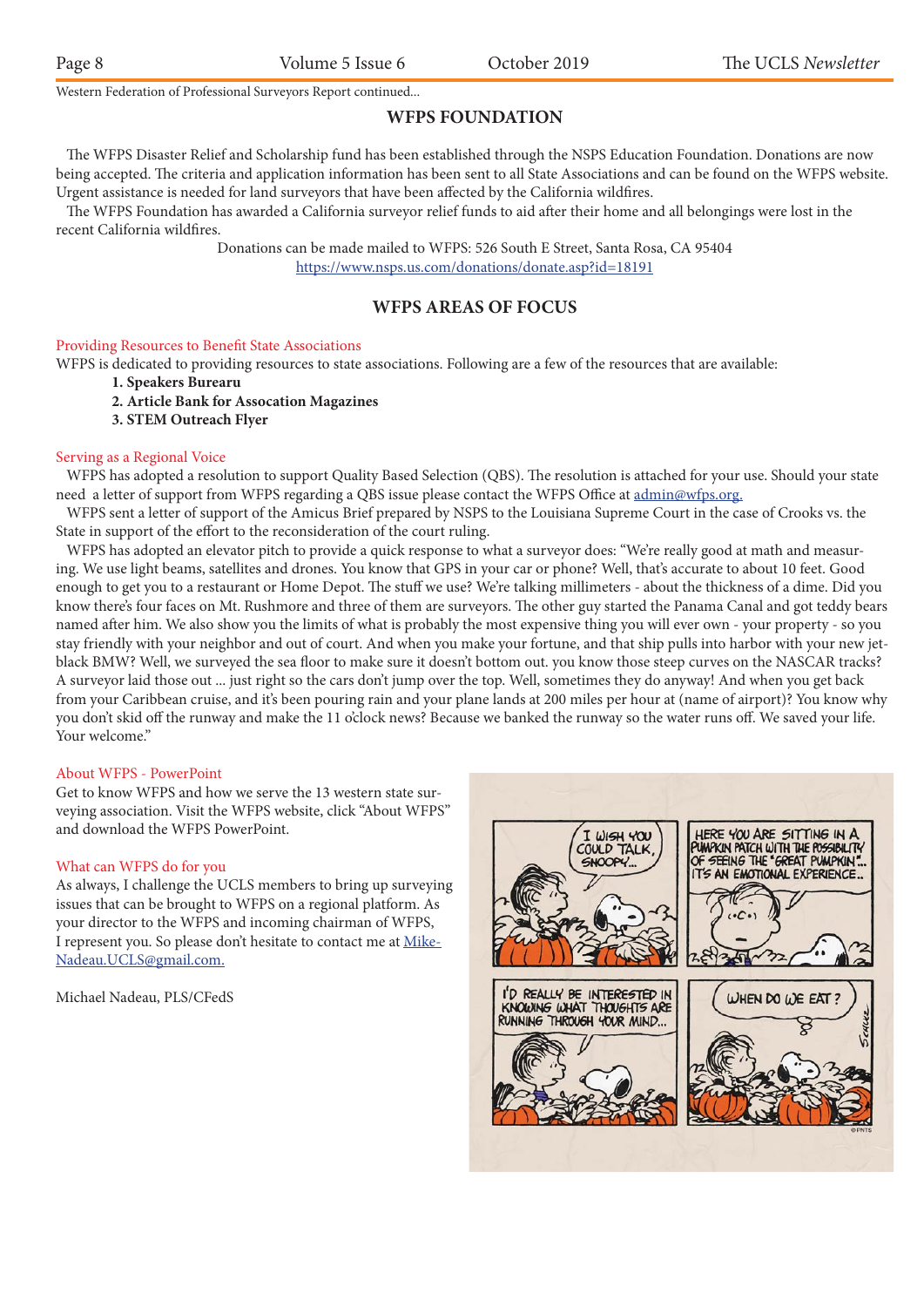Western Federation of Professional Surveyors Report continued...

## WFPS FOUNDATION

The WFPS Disaster Relief and Scholarship fund has been established through the NSPS Education Foundation. Donations are now being accepted. The criteria and application information has been sent to all State Associations and can be found on the WFPS website. Urgent assistance is needed for land surveyors that have been affected by the California wildfires.

The WFPS Foundation has awarded a California surveyor relief funds to aid after their home and all belongings were lost in the recent California wildfires.

Donations can be made mailed to WFPS: 526 South E Street, Santa Rosa, CA 95404
https://www.nsps.us.com/donations/donate.asp?id=18191

## WFPS AREAS OF FOCUS

### Providing Resources to Benefit State Associations

WFPS is dedicated to providing resources to state associations. Following are a few of the resources that are available:

1. **Speakers Burearu**
2. **Article Bank for Assocation Magazines**
3. **STEM Outreach Flyer**

### Serving as a Regional Voice

WFPS has adopted a resolution to support Quality Based Selection (QBS). The resolution is attached for your use. Should your state need a letter of support from WFPS regarding a QBS issue please contact the WFPS Office at admin@wfps.org.

WFPS sent a letter of support of the Amicus Brief prepared by NSPS to the Louisiana Supreme Court in the case of Crooks vs. the State in support of the effort to the reconsideration of the court ruling.

WFPS has adopted an elevator pitch to provide a quick response to what a surveyor does: "We're really good at math and measuring. We use light beams, satellites and drones. You know that GPS in your car or phone? Well, that's accurate to about 10 feet. Good enough to get you to a restaurant or Home Depot. The stuff we use? We're talking millimeters - about the thickness of a dime. Did you know there's four faces on Mt. Rushmore and three of them are surveyors. The other guy started the Panama Canal and got teddy bears named after him. We also show you the limits of what is probably the most expensive thing you will ever own - your property - so you stay friendly with your neighbor and out of court. And when you make your fortune, and that ship pulls into harbor with your new jet-black BMW? Well, we surveyed the sea floor to make sure it doesn't bottom out. you know those steep curves on the NASCAR tracks? A surveyor laid those out ... just right so the cars don't jump over the top. Well, sometimes they do anyway! And when you get back from your Caribbean cruise, and it's been pouring rain and your plane lands at 200 miles per hour at (name of airport)? You know why you don't skid off the runway and make the 11 o'clock news? Because we banked the runway so the water runs off. We saved your life. Your welcome."

### About WFPS - PowerPoint

Get to know WFPS and how we serve the 13 western state surveying association. Visit the WFPS website, click "About WFPS" and download the WFPS PowerPoint.

### What can WFPS do for you

As always, I challenge the UCLS members to bring up surveying issues that can be brought to WFPS on a regional platform. As your director to the WFPS and incoming chairman of WFPS, I represent you. So please don't hesitate to contact me at Mike-Nadeau.UCLS@gmail.com.

Michael Nadeau, PLS/CFedS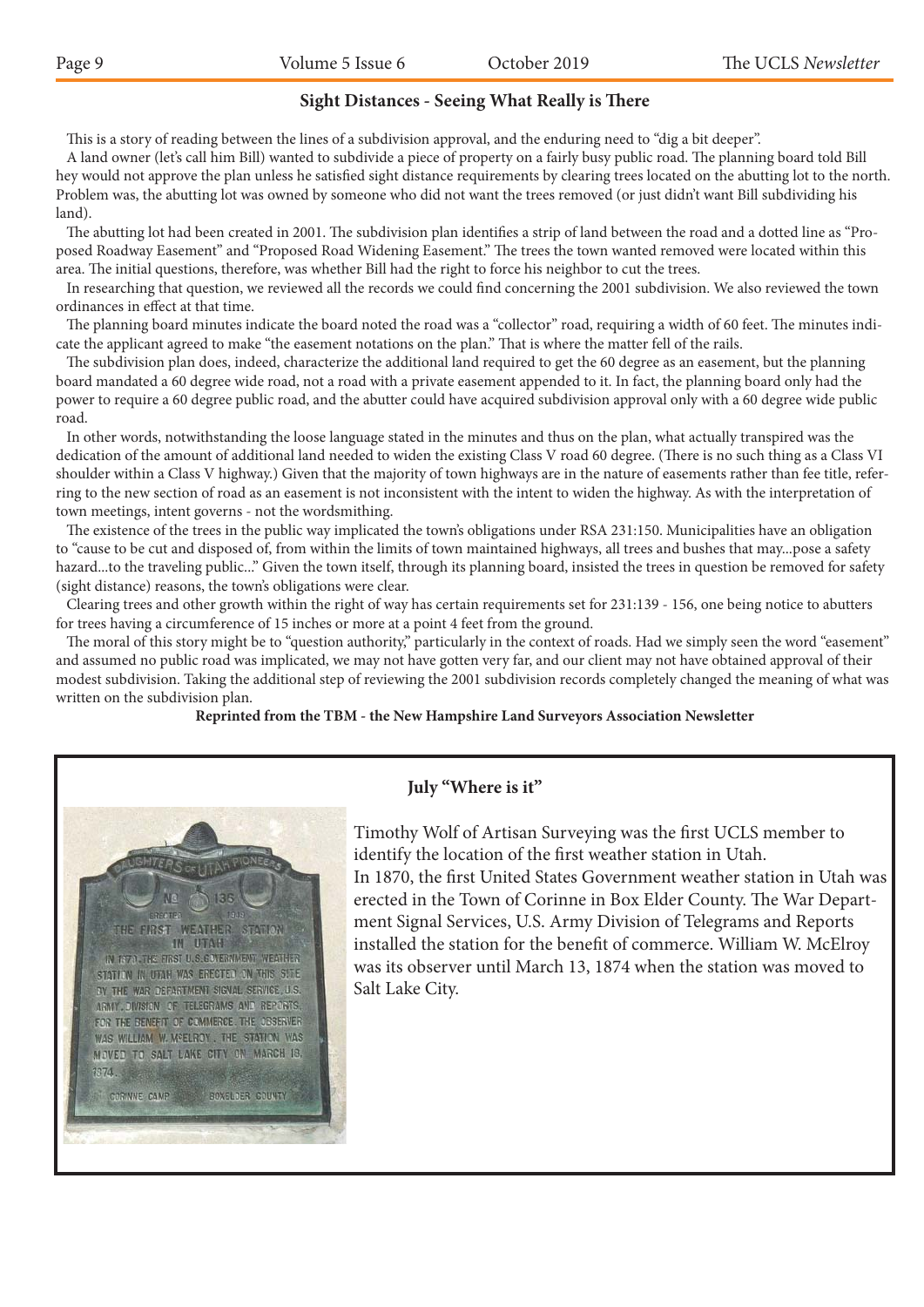## Sight Distances - Seeing What Really is There

This is a story of reading between the lines of a subdivision approval, and the enduring need to "dig a bit deeper".

A land owner (let's call him Bill) wanted to subdivide a piece of property on a fairly busy public road. The planning board told Bill hey would not approve the plan unless he satisfied sight distance requirements by clearing trees located on the abutting lot to the north. Problem was, the abutting lot was owned by someone who did not want the trees removed (or just didn't want Bill subdividing his land).

The abutting lot had been created in 2001. The subdivision plan identifies a strip of land between the road and a dotted line as "Proposed Roadway Easement" and "Proposed Road Widening Easement." The trees the town wanted removed were located within this area. The initial questions, therefore, was whether Bill had the right to force his neighbor to cut the trees.

In researching that question, we reviewed all the records we could find concerning the 2001 subdivision. We also reviewed the town ordinances in effect at that time.

The planning board minutes indicate the board noted the road was a "collector" road, requiring a width of 60 feet. The minutes indicate the applicant agreed to make "the easement notations on the plan." That is where the matter fell of the rails.

The subdivision plan does, indeed, characterize the additional land required to get the 60 degree as an easement, but the planning board mandated a 60 degree wide road, not a road with a private easement appended to it. In fact, the planning board only had the power to require a 60 degree public road, and the abutter could have acquired subdivision approval only with a 60 degree wide public road.

In other words, notwithstanding the loose language stated in the minutes and thus on the plan, what actually transpired was the dedication of the amount of additional land needed to widen the existing Class V road 60 degree. (There is no such thing as a Class VI shoulder within a Class V highway.) Given that the majority of town highways are in the nature of easements rather than fee title, referring to the new section of road as an easement is not inconsistent with the intent to widen the highway. As with the interpretation of town meetings, intent governs - not the wordsmithing.

The existence of the trees in the public way implicated the town's obligations under RSA 231:150. Municipalities have an obligation to "cause to be cut and disposed of, from within the limits of town maintained highways, all trees and bushes that may...pose a safety hazard...to the traveling public..." Given the town itself, through its planning board, insisted the trees in question be removed for safety (sight distance) reasons, the town's obligations were clear.

Clearing trees and other growth within the right of way has certain requirements set for 231:139 - 156, one being notice to abutters for trees having a circumference of 15 inches or more at a point 4 feet from the ground.

The moral of this story might be to "question authority," particularly in the context of roads. Had we simply seen the word "easement" and assumed no public road was implicated, we may not have gotten very far, and our client may not have obtained approval of their modest subdivision. Taking the additional step of reviewing the 2001 subdivision records completely changed the meaning of what was written on the subdivision plan.

**Reprinted from the TBM - the New Hampshire Land Surveyors Association Newsletter**

---

### July "Where is it"

Timothy Wolf of Artisan Surveying was the first UCLS member to identify the location of the first weather station in Utah.

In 1870, the first United States Government weather station in Utah was erected in the Town of Corinne in Box Elder County. The War Department Signal Services, U.S. Army Division of Telegrams and Reports installed the station for the benefit of commerce. William W. McElroy was its observer until March 13, 1874 when the station was moved to Salt Lake City.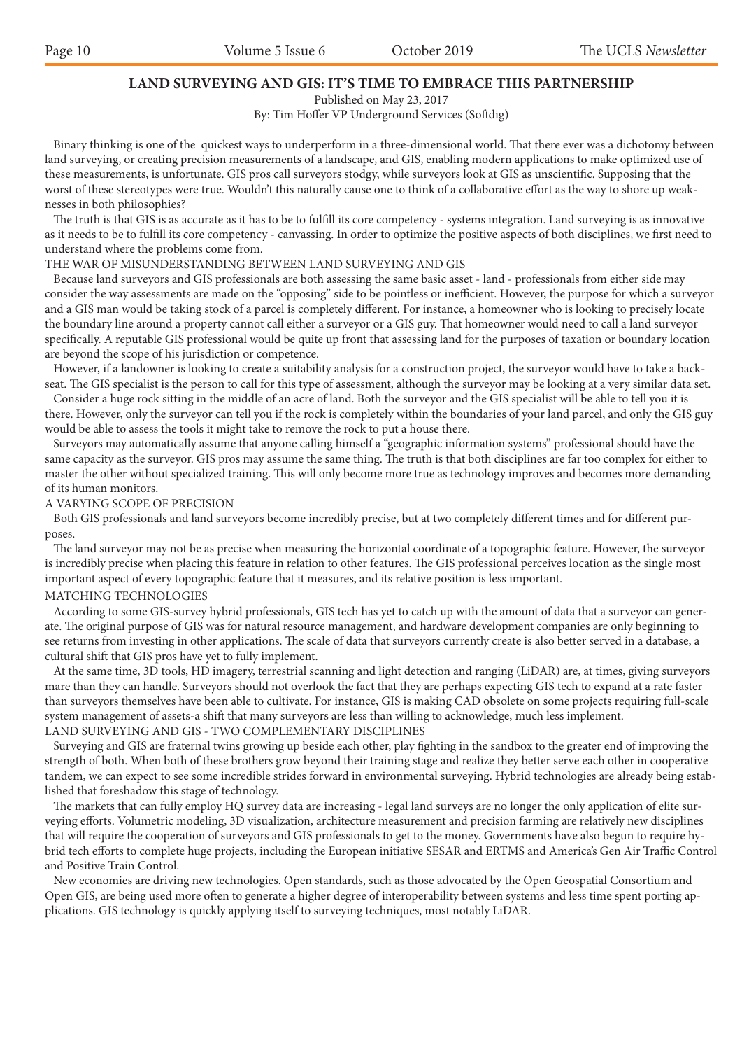## LAND SURVEYING AND GIS: IT'S TIME TO EMBRACE THIS PARTNERSHIP

Published on May 23, 2017

By: Tim Hoffer VP Underground Services (Softdig)

Binary thinking is one of the quickest ways to underperform in a three-dimensional world. That there ever was a dichotomy between land surveying, or creating precision measurements of a landscape, and GIS, enabling modern applications to make optimized use of these measurements, is unfortunate. GIS pros call surveyors stodgy, while surveyors look at GIS as unscientific. Supposing that the worst of these stereotypes were true. Wouldn't this naturally cause one to think of a collaborative effort as the way to shore up weaknesses in both philosophies?

The truth is that GIS is as accurate as it has to be to fulfill its core competency - systems integration. Land surveying is as innovative as it needs to be to fulfill its core competency - canvassing. In order to optimize the positive aspects of both disciplines, we first need to understand where the problems come from.

### THE WAR OF MISUNDERSTANDING BETWEEN LAND SURVEYING AND GIS

Because land surveyors and GIS professionals are both assessing the same basic asset - land - professionals from either side may consider the way assessments are made on the "opposing" side to be pointless or inefficient. However, the purpose for which a surveyor and a GIS man would be taking stock of a parcel is completely different. For instance, a homeowner who is looking to precisely locate the boundary line around a property cannot call either a surveyor or a GIS guy. That homeowner would need to call a land surveyor specifically. A reputable GIS professional would be quite up front that assessing land for the purposes of taxation or boundary location are beyond the scope of his jurisdiction or competence.

However, if a landowner is looking to create a suitability analysis for a construction project, the surveyor would have to take a backseat. The GIS specialist is the person to call for this type of assessment, although the surveyor may be looking at a very similar data set.

Consider a huge rock sitting in the middle of an acre of land. Both the surveyor and the GIS specialist will be able to tell you it is there. However, only the surveyor can tell you if the rock is completely within the boundaries of your land parcel, and only the GIS guy would be able to assess the tools it might take to remove the rock to put a house there.

Surveyors may automatically assume that anyone calling himself a "geographic information systems" professional should have the same capacity as the surveyor. GIS pros may assume the same thing. The truth is that both disciplines are far too complex for either to master the other without specialized training. This will only become more true as technology improves and becomes more demanding of its human monitors.

### A VARYING SCOPE OF PRECISION

Both GIS professionals and land surveyors become incredibly precise, but at two completely different times and for different purposes.

The land surveyor may not be as precise when measuring the horizontal coordinate of a topographic feature. However, the surveyor is incredibly precise when placing this feature in relation to other features. The GIS professional perceives location as the single most important aspect of every topographic feature that it measures, and its relative position is less important.

### MATCHING TECHNOLOGIES

According to some GIS-survey hybrid professionals, GIS tech has yet to catch up with the amount of data that a surveyor can generate. The original purpose of GIS was for natural resource management, and hardware development companies are only beginning to see returns from investing in other applications. The scale of data that surveyors currently create is also better served in a database, a cultural shift that GIS pros have yet to fully implement.

At the same time, 3D tools, HD imagery, terrestrial scanning and light detection and ranging (LiDAR) are, at times, giving surveyors mare than they can handle. Surveyors should not overlook the fact that they are perhaps expecting GIS tech to expand at a rate faster than surveyors themselves have been able to cultivate. For instance, GIS is making CAD obsolete on some projects requiring full-scale system management of assets-a shift that many surveyors are less than willing to acknowledge, much less implement.

### LAND SURVEYING AND GIS - TWO COMPLEMENTARY DISCIPLINES

Surveying and GIS are fraternal twins growing up beside each other, play fighting in the sandbox to the greater end of improving the strength of both. When both of these brothers grow beyond their training stage and realize they better serve each other in cooperative tandem, we can expect to see some incredible strides forward in environmental surveying. Hybrid technologies are already being established that foreshadow this stage of technology.

The markets that can fully employ HQ survey data are increasing - legal land surveys are no longer the only application of elite surveying efforts. Volumetric modeling, 3D visualization, architecture measurement and precision farming are relatively new disciplines that will require the cooperation of surveyors and GIS professionals to get to the money. Governments have also begun to require hybrid tech efforts to complete huge projects, including the European initiative SESAR and ERTMS and America's Gen Air Traffic Control and Positive Train Control.

New economies are driving new technologies. Open standards, such as those advocated by the Open Geospatial Consortium and Open GIS, are being used more often to generate a higher degree of interoperability between systems and less time spent porting applications. GIS technology is quickly applying itself to surveying techniques, most notably LiDAR.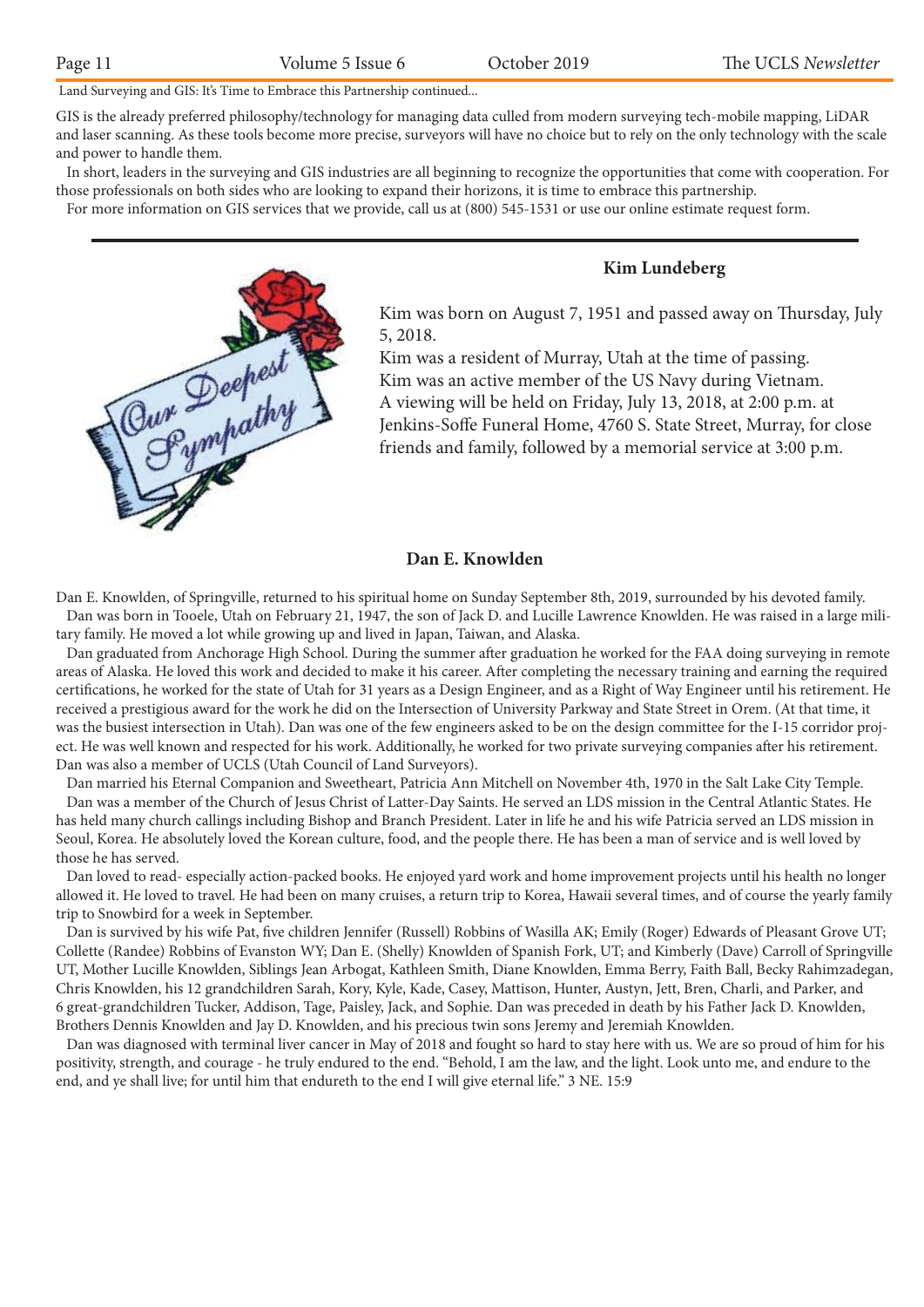Land Surveying and GIS: It's Time to Embrace this Partnership continued...

GIS is the already preferred philosophy/technology for managing data culled from modern surveying tech-mobile mapping, LiDAR and laser scanning. As these tools become more precise, surveyors will have no choice but to rely on the only technology with the scale and power to handle them.

In short, leaders in the surveying and GIS industries are all beginning to recognize the opportunities that come with cooperation. For those professionals on both sides who are looking to expand their horizons, it is time to embrace this partnership.

For more information on GIS services that we provide, call us at (800) 545-1531 or use our online estimate request form.

---

Our Deepest Sympathy

**Kim Lundeberg**

Kim was born on August 7, 1951 and passed away on Thursday, July 5, 2018.

Kim was a resident of Murray, Utah at the time of passing.

Kim was an active member of the US Navy during Vietnam.

A viewing will be held on Friday, July 13, 2018, at 2:00 p.m. at Jenkins-Soffe Funeral Home, 4760 S. State Street, Murray, for close friends and family, followed by a memorial service at 3:00 p.m.

**Dan E. Knowlden**

Dan E. Knowlden, of Springville, returned to his spiritual home on Sunday September 8th, 2019, surrounded by his devoted family.

Dan was born in Tooele, Utah on February 21, 1947, the son of Jack D. and Lucille Lawrence Knowlden. He was raised in a large military family. He moved a lot while growing up and lived in Japan, Taiwan, and Alaska.

Dan graduated from Anchorage High School. During the summer after graduation he worked for the FAA doing surveying in remote areas of Alaska. He loved this work and decided to make it his career. After completing the necessary training and earning the required certifications, he worked for the state of Utah for 31 years as a Design Engineer, and as a Right of Way Engineer until his retirement. He received a prestigious award for the work he did on the Intersection of University Parkway and State Street in Orem. (At that time, it was the busiest intersection in Utah). Dan was one of the few engineers asked to be on the design committee for the I-15 corridor project. He was well known and respected for his work. Additionally, he worked for two private surveying companies after his retirement. Dan was also a member of UCLS (Utah Council of Land Surveyors).

Dan married his Eternal Companion and Sweetheart, Patricia Ann Mitchell on November 4th, 1970 in the Salt Lake City Temple.

Dan was a member of the Church of Jesus Christ of Latter-Day Saints. He served an LDS mission in the Central Atlantic States. He has held many church callings including Bishop and Branch President. Later in life he and his wife Patricia served an LDS mission in Seoul, Korea. He absolutely loved the Korean culture, food, and the people there. He has been a man of service and is well loved by those he has served.

Dan loved to read- especially action-packed books. He enjoyed yard work and home improvement projects until his health no longer allowed it. He loved to travel. He had been on many cruises, a return trip to Korea, Hawaii several times, and of course the yearly family trip to Snowbird for a week in September.

Dan is survived by his wife Pat, five children Jennifer (Russell) Robbins of Wasilla AK; Emily (Roger) Edwards of Pleasant Grove UT; Collette (Randee) Robbins of Evanston WY; Dan E. (Shelly) Knowlden of Spanish Fork, UT; and Kimberly (Dave) Carroll of Springville UT, Mother Lucille Knowlden, Siblings Jean Arbogat, Kathleen Smith, Diane Knowlden, Emma Berry, Faith Ball, Becky Rahimzadegan, Chris Knowlden, his 12 grandchildren Sarah, Kory, Kyle, Kade, Casey, Mattison, Hunter, Austyn, Jett, Bren, Charli, and Parker, and 6 great-grandchildren Tucker, Addison, Tage, Paisley, Jack, and Sophie. Dan was preceded in death by his Father Jack D. Knowlden, Brothers Dennis Knowlden and Jay D. Knowlden, and his precious twin sons Jeremy and Jeremiah Knowlden.

Dan was diagnosed with terminal liver cancer in May of 2018 and fought so hard to stay here with us. We are so proud of him for his positivity, strength, and courage - he truly endured to the end. "Behold, I am the law, and the light. Look unto me, and endure to the end, and ye shall live; for until him that endureth to the end I will give eternal life." 3 NE. 15:9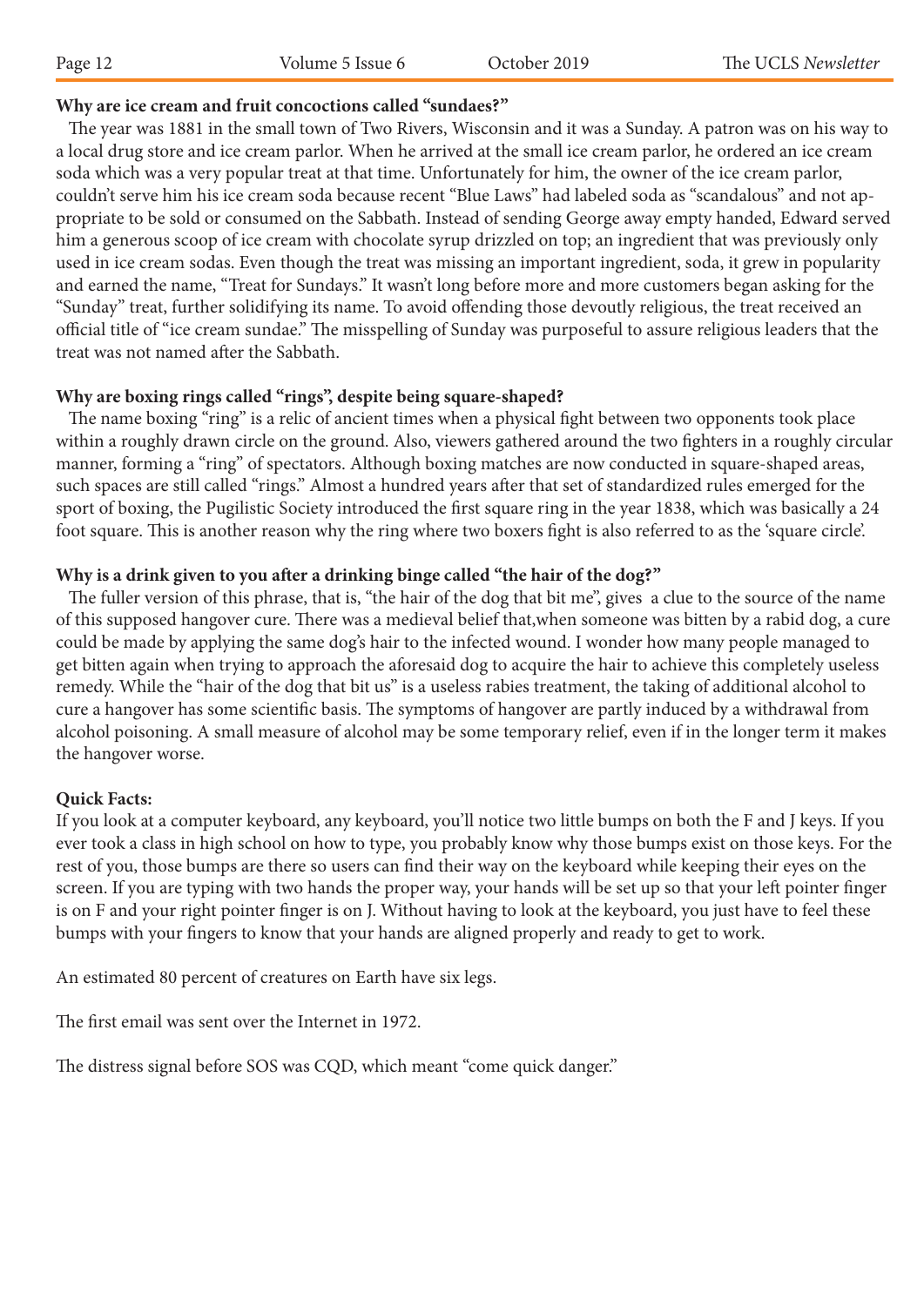**Why are ice cream and fruit concoctions called "sundaes?"**

The year was 1881 in the small town of Two Rivers, Wisconsin and it was a Sunday. A patron was on his way to a local drug store and ice cream parlor. When he arrived at the small ice cream parlor, he ordered an ice cream soda which was a very popular treat at that time. Unfortunately for him, the owner of the ice cream parlor, couldn't serve him his ice cream soda because recent "Blue Laws" had labeled soda as "scandalous" and not appropriate to be sold or consumed on the Sabbath. Instead of sending George away empty handed, Edward served him a generous scoop of ice cream with chocolate syrup drizzled on top; an ingredient that was previously only used in ice cream sodas. Even though the treat was missing an important ingredient, soda, it grew in popularity and earned the name, "Treat for Sundays." It wasn't long before more and more customers began asking for the "Sunday" treat, further solidifying its name. To avoid offending those devoutly religious, the treat received an official title of "ice cream sundae." The misspelling of Sunday was purposeful to assure religious leaders that the treat was not named after the Sabbath.

**Why are boxing rings called "rings", despite being square-shaped?**

The name boxing "ring" is a relic of ancient times when a physical fight between two opponents took place within a roughly drawn circle on the ground. Also, viewers gathered around the two fighters in a roughly circular manner, forming a "ring" of spectators. Although boxing matches are now conducted in square-shaped areas, such spaces are still called "rings." Almost a hundred years after that set of standardized rules emerged for the sport of boxing, the Pugilistic Society introduced the first square ring in the year 1838, which was basically a 24 foot square. This is another reason why the ring where two boxers fight is also referred to as the 'square circle'.

**Why is a drink given to you after a drinking binge called "the hair of the dog?"**

The fuller version of this phrase, that is, "the hair of the dog that bit me", gives a clue to the source of the name of this supposed hangover cure. There was a medieval belief that,when someone was bitten by a rabid dog, a cure could be made by applying the same dog's hair to the infected wound. I wonder how many people managed to get bitten again when trying to approach the aforesaid dog to acquire the hair to achieve this completely useless remedy. While the "hair of the dog that bit us" is a useless rabies treatment, the taking of additional alcohol to cure a hangover has some scientific basis. The symptoms of hangover are partly induced by a withdrawal from alcohol poisoning. A small measure of alcohol may be some temporary relief, even if in the longer term it makes the hangover worse.

**Quick Facts:**

If you look at a computer keyboard, any keyboard, you'll notice two little bumps on both the F and J keys. If you ever took a class in high school on how to type, you probably know why those bumps exist on those keys. For the rest of you, those bumps are there so users can find their way on the keyboard while keeping their eyes on the screen. If you are typing with two hands the proper way, your hands will be set up so that your left pointer finger is on F and your right pointer finger is on J. Without having to look at the keyboard, you just have to feel these bumps with your fingers to know that your hands are aligned properly and ready to get to work.

An estimated 80 percent of creatures on Earth have six legs.

The first email was sent over the Internet in 1972.

The distress signal before SOS was CQD, which meant "come quick danger."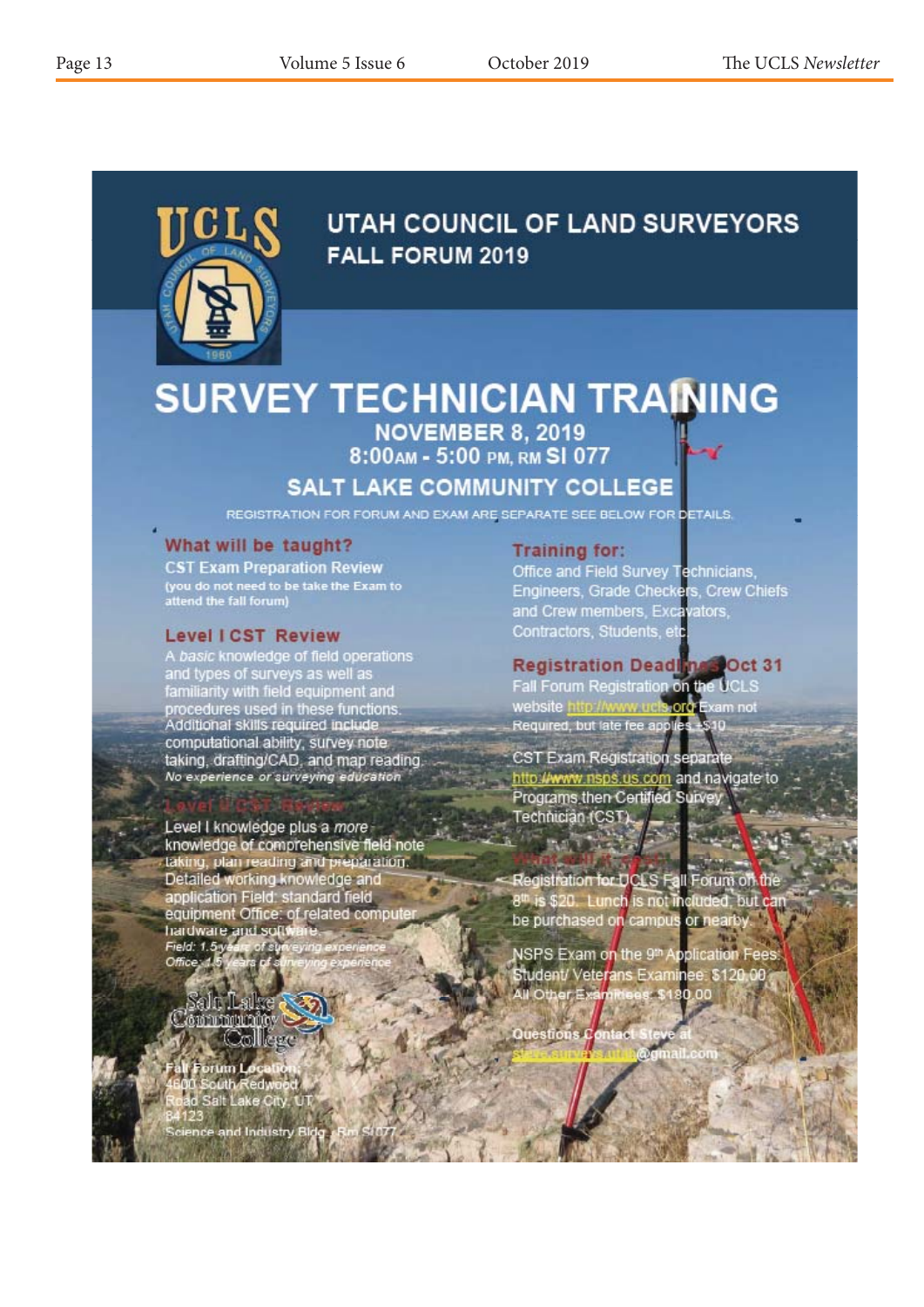# UTAH COUNCIL OF LAND SURVEYORS
## FALL FORUM 2019

# SURVEY TECHNICIAN TRAINING

**NOVEMBER 8, 2019**
**8:00AM - 5:00 PM, RM SI 077**

**SALT LAKE COMMUNITY COLLEGE**

REGISTRATION FOR FORUM AND EXAM ARE SEPARATE SEE BELOW FOR DETAILS.

### What will be taught?

**CST Exam Preparation Review**
(you do not need to be take the Exam to attend the fall forum)

### Level I CST Review

A *basic* knowledge of field operations and types of surveys as well as familiarity with field equipment and procedures used in these functions. Additional skills required include computational ability, survey note taking, drafting/CAD, and map reading.
*No experience or surveying education*

### Level II CST Review

Level I knowledge plus a *more* knowledge of comprehensive field note taking, plan reading and preparation. Detailed working knowledge and application Field: standard field equipment Office: of related computer hardware and software.
*Field: 1.5 years of surveying experience*
*Office: 1.5 years of surveying experience*

Salt Lake Community College

Fall Forum Location:
4600 South Redwood Road Salt Lake City, UT 84123
Science and Industry Bldg - Rm SI077

### Training for:

Office and Field Survey Technicians, Engineers, Grade Checkers, Crew Chiefs and Crew members, Excavators, Contractors, Students, etc.

### Registration Deadlines Oct 31

Fall Forum Registration on the UCLS website http://www.ucls.org Exam not Required, but late fee applies +$10

CST Exam Registration separate http://www.nsps.us.com and navigate to Programs then Certified Survey Technician (CST)

### What will it cost?

Registration for UCLS Fall Forum on the 8th is $20. Lunch is not included, but can be purchased on campus or nearby.

NSPS Exam on the 9th Application Fees:
Student/ Veterans Examinee: $120.00
All Other Examinees: $180.00

**Questions Contact Steve at steve.surveys.utah@gmail.com**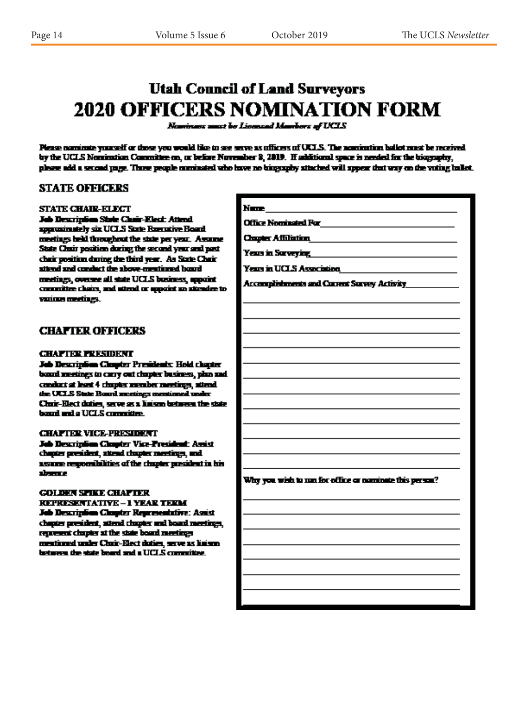# Utah Council of Land Surveyors

# 2020 OFFICERS NOMINATION FORM

*Nominees must be Licensed Members of UCLS*

Please nominate yourself or those you would like to see serve as officers of UCLS. The nomination ballot must be received by the UCLS Nomination Committee on, or before November 8, 2019. If additional space is needed for the biography, please add a second page. Those people nominated who have no biography attached will appear that way on the voting ballot.

## STATE OFFICERS

### STATE CHAIR-ELECT

**Job Description State Chair-Elect:** Attend approximately six UCLS State Executive Board meetings held throughout the state per year. Assume State Chair position during the second year and past chair position during the third year. As State Chair attend and conduct the above-mentioned board meetings, oversee all state UCLS business, appoint committee chairs, and attend or appoint an attendee to various meetings.

## CHAPTER OFFICERS

### CHAPTER PRESIDENT

**Job Description Chapter Presidents:** Hold chapter board meetings to carry out chapter business, plan and conduct at least 4 chapter member meetings, attend the UCLS State Board meetings mentioned under Chair-Elect duties, serve as a liaison between the state board and a UCLS committee.

### CHAPTER VICE-PRESIDENT

**Job Description Chapter Vice-President:** Assist chapter president, attend chapter meetings, and assume responsibilities of the chapter president in his absence

### GOLDEN SPIKE CHAPTER REPRESENTATIVE – 1 YEAR TERM

**Job Description Chapter Representative:** Assist chapter president, attend chapter and board meetings, represent chapter at the state board meetings mentioned under Chair-Elect duties, serve as liaison between the state board and a UCLS committee.

Name ______________________________

Office Nominated For ______________________________

Chapter Affiliation ______________________________

Years in Surveying ______________________________

Years in UCLS Association ______________________________

Accomplishments and Current Survey Activity ______________________________

______________________________________________

______________________________________________

______________________________________________

______________________________________________

______________________________________________

______________________________________________

______________________________________________

______________________________________________

______________________________________________

______________________________________________

______________________________________________

______________________________________________

Why you wish to run for office or nominate this person?

______________________________________________

______________________________________________

______________________________________________

______________________________________________

______________________________________________

______________________________________________

______________________________________________

______________________________________________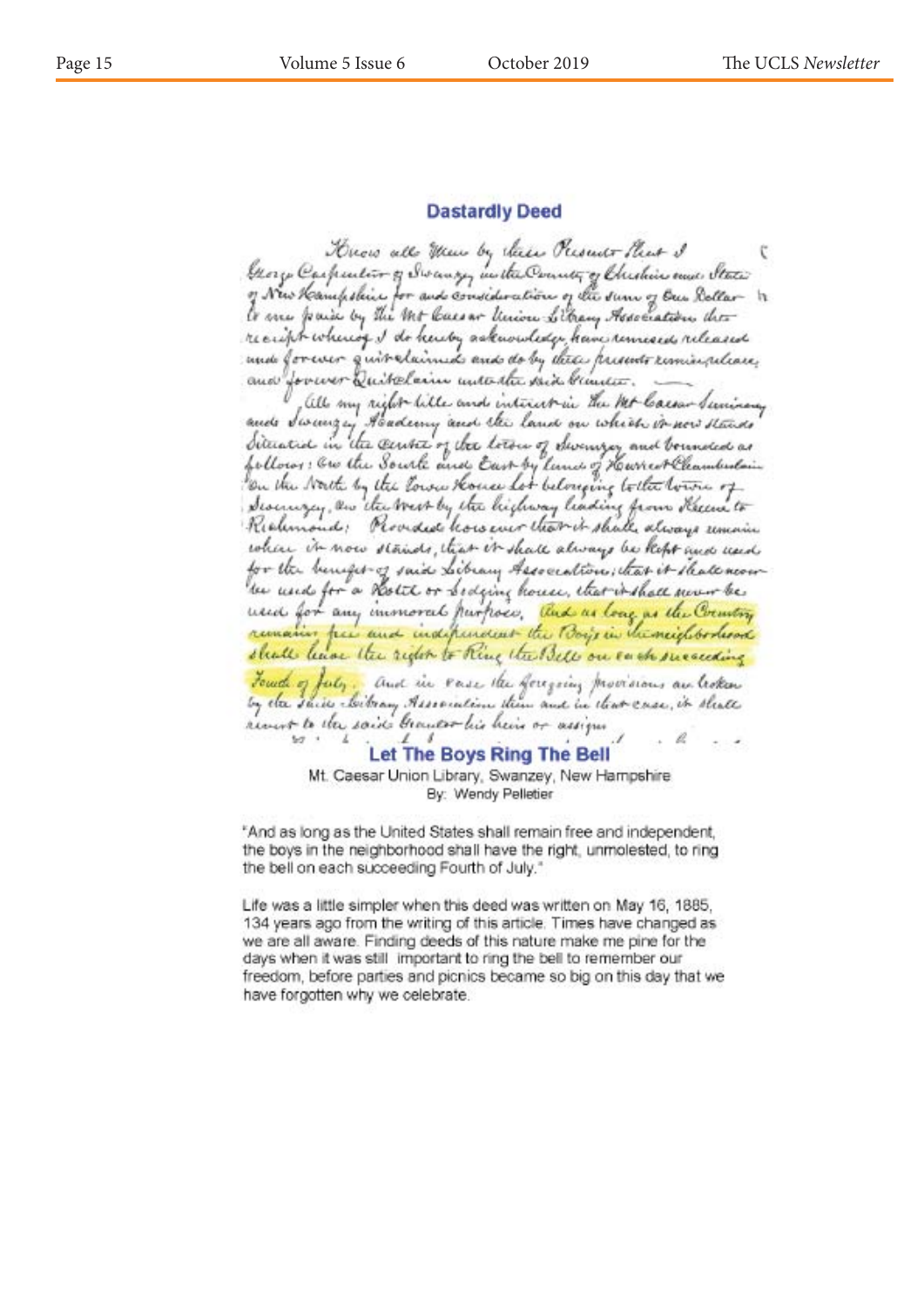## Dastardly Deed

Know all Men by these Presents That I George Carpenter of Swanzey in the County of Cheshire and State of New Hampshire for and consideration of the sum of One Dollar to me paid by the Mt Caesar Union Library Association the receipt whereof I do hereby acknowledge have remised released and forever quitclaimed and do by these presents remise release and forever Quitclaim unto the said Grantee. —

All my right title and interest in the Mt Caesar Seminary and Swanzey Academy and the land on which it now stands Situated in the Center of the town of Swanzey and bounded as follows: On the South and East by land of Harriet Chamberlain On the North by the Town House lot belonging to the town of Swanzey, On the West by the highway leading from Keene to Richmond; Provided however that it shall always remain where it now stands, that it shall always be kept and used for the benefit of said Library Association; that it shall never be used for a Hotel or Lodging house, that it shall never be used for any immoral purpose, And as long as the Country remains free and independent the Boys in the neighborhood shall have the right to Ring the Bell on each succeeding Fourth of July. And in case the foregoing provisions are broken by the said Library Association then and in that case, it shall revert to the said Grantor his heirs or assigns

### Let The Boys Ring The Bell

Mt. Caesar Union Library, Swanzey, New Hampshire

By: Wendy Pelletier

"And as long as the United States shall remain free and independent, the boys in the neighborhood shall have the right, unmolested, to ring the bell on each succeeding Fourth of July."

Life was a little simpler when this deed was written on May 16, 1885, 134 years ago from the writing of this article. Times have changed as we are all aware. Finding deeds of this nature make me pine for the days when it was still important to ring the bell to remember our freedom, before parties and picnics became so big on this day that we have forgotten why we celebrate.